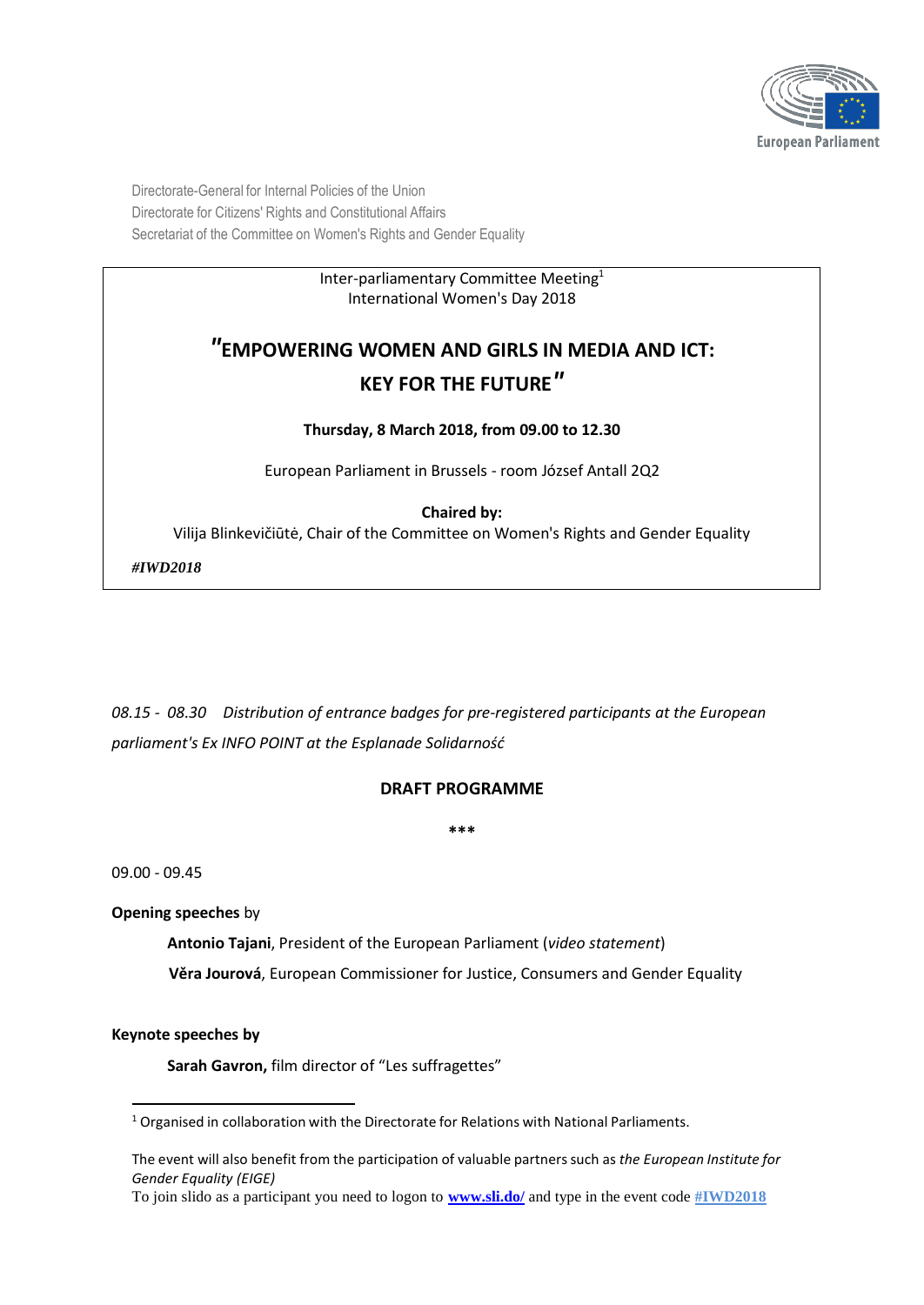Directorate-General for Internal Policies of the Union
Directorate for Citizens' Rights and Constitutional Affairs
Secretariat of the Committee on Women's Rights and Gender Equality

Inter-parliamentary Committee Meeting[1]
International Women's Day 2018

# "EMPOWERING WOMEN AND GIRLS IN MEDIA AND ICT: KEY FOR THE FUTURE"

**Thursday, 8 March 2018, from 09.00 to 12.30**

European Parliament in Brussels - room József Antall 2Q2

**Chaired by:**
Vilija Blinkevičiūtė, Chair of the Committee on Women's Rights and Gender Equality

***#IWD2018***

*08.15 - 08.30 Distribution of entrance badges for pre-registered participants at the European parliament's Ex INFO POINT at the Esplanade Solidarność*

## DRAFT PROGRAMME

***

09.00 - 09.45

**Opening speeches** by

**Antonio Tajani**, President of the European Parliament (*video statement*)

**Věra Jourová**, European Commissioner for Justice, Consumers and Gender Equality

**Keynote speeches by**

**Sarah Gavron,** film director of "Les suffragettes"

---

[1] Organised in collaboration with the Directorate for Relations with National Parliaments.

The event will also benefit from the participation of valuable partners such as *the European Institute for Gender Equality (EIGE)*
To join slido as a participant you need to logon to **www.sli.do/** and type in the event code **#IWD2018**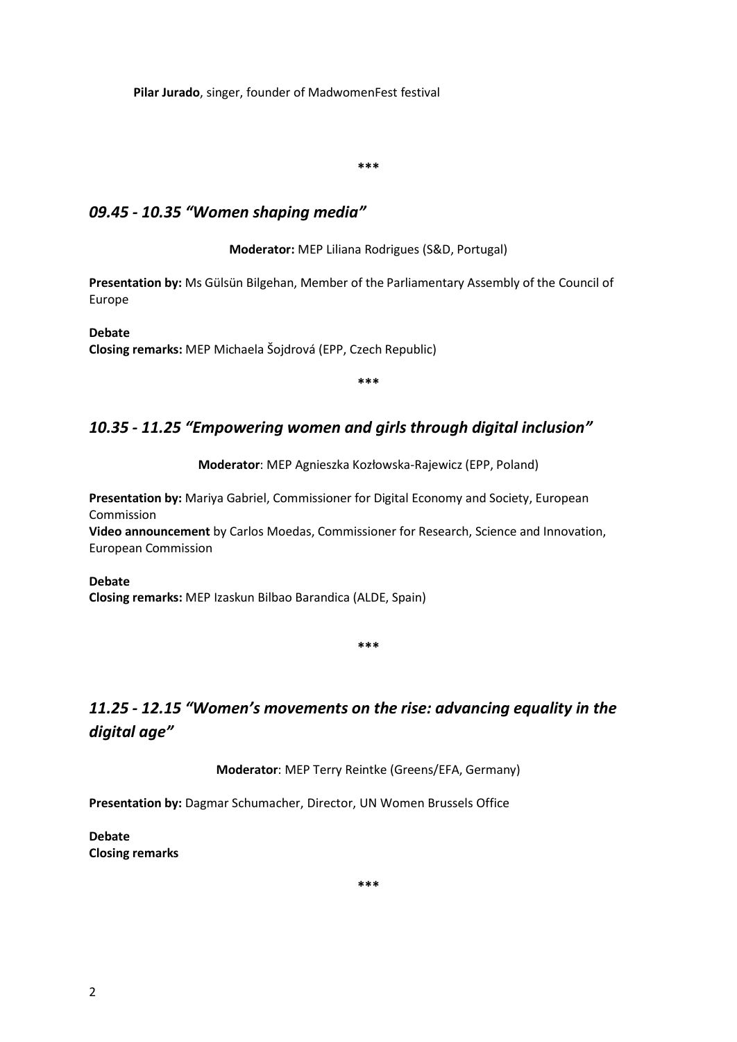**Pilar Jurado**, singer, founder of MadwomenFest festival

\*\*\*

## *09.45 - 10.35 "Women shaping media"*

**Moderator:** MEP Liliana Rodrigues (S&D, Portugal)

**Presentation by:** Ms Gülsün Bilgehan, Member of the Parliamentary Assembly of the Council of Europe

**Debate**
**Closing remarks:** MEP Michaela Šojdrová (EPP, Czech Republic)

\*\*\*

## *10.35 - 11.25 "Empowering women and girls through digital inclusion"*

**Moderator**: MEP Agnieszka Kozłowska-Rajewicz (EPP, Poland)

**Presentation by:** Mariya Gabriel, Commissioner for Digital Economy and Society, European Commission
**Video announcement** by Carlos Moedas, Commissioner for Research, Science and Innovation, European Commission

**Debate**
**Closing remarks:** MEP Izaskun Bilbao Barandica (ALDE, Spain)

\*\*\*

## *11.25 - 12.15 "Women's movements on the rise: advancing equality in the digital age"*

**Moderator**: MEP Terry Reintke (Greens/EFA, Germany)

**Presentation by:** Dagmar Schumacher, Director, UN Women Brussels Office

**Debate**
**Closing remarks**

\*\*\*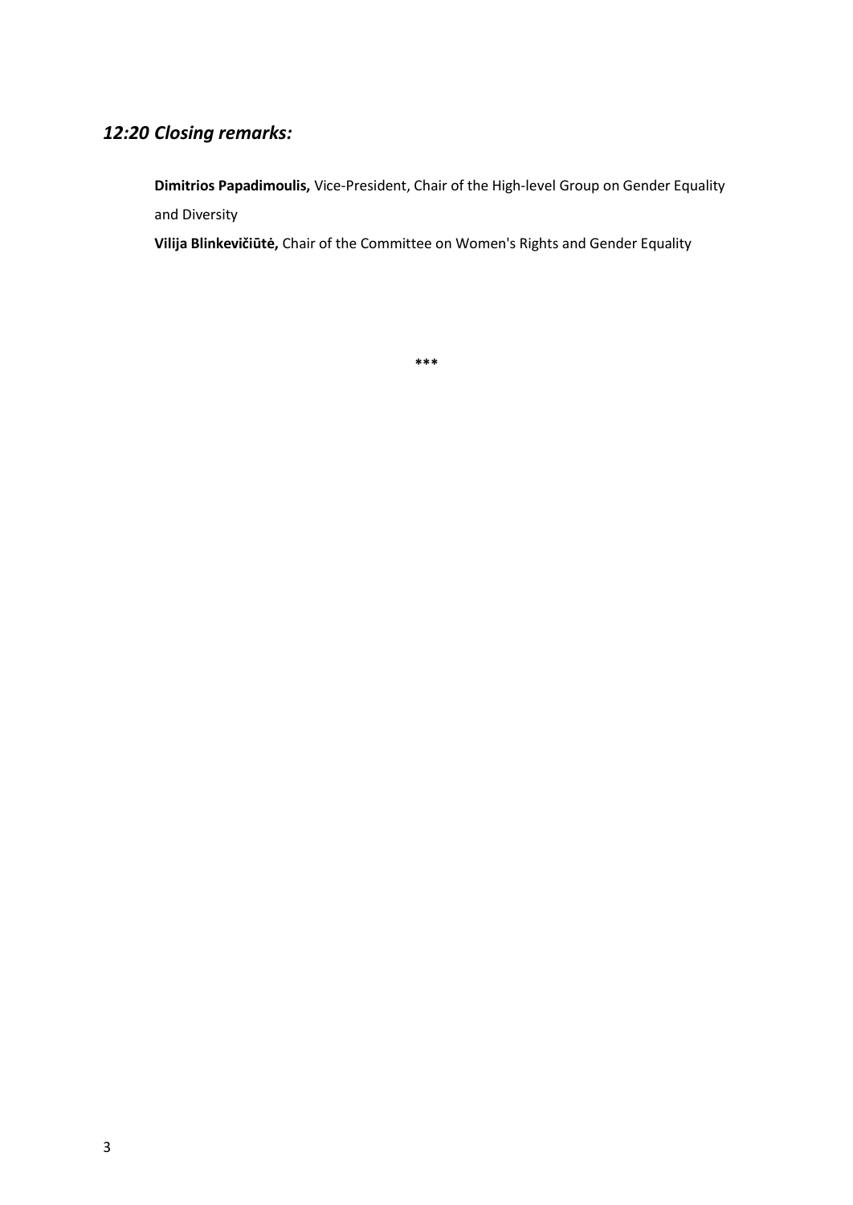## *12:20 Closing remarks:*

**Dimitrios Papadimoulis,** Vice-President, Chair of the High-level Group on Gender Equality and Diversity

**Vilija Blinkevičiūtė,** Chair of the Committee on Women's Rights and Gender Equality

***